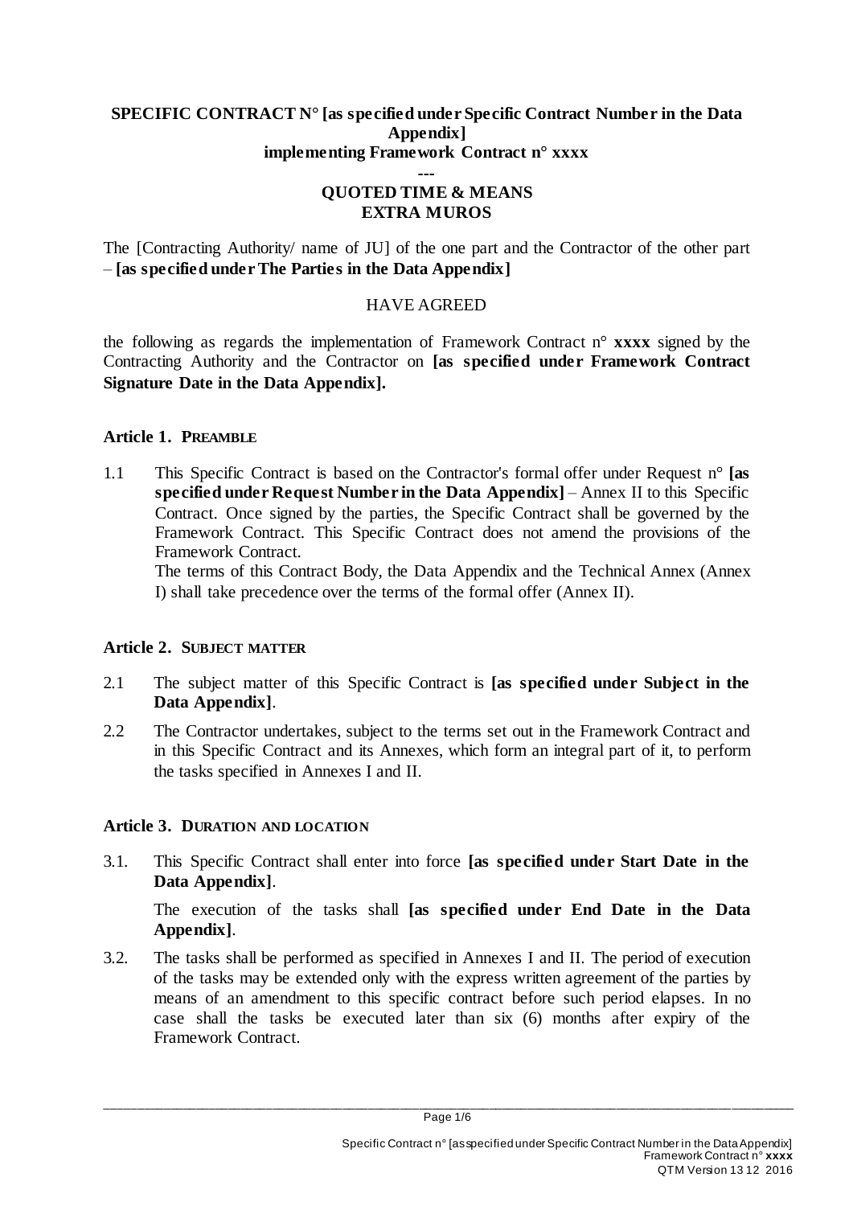**SPECIFIC CONTRACT N° [as specified under Specific Contract Number in the Data Appendix]**
**implementing Framework Contract n° xxxx**
**---**
**QUOTED TIME & MEANS**
**EXTRA MUROS**

The [Contracting Authority/ name of JU] of the one part and the Contractor of the other part – **[as specified under The Parties in the Data Appendix]**

HAVE AGREED

the following as regards the implementation of Framework Contract n° **xxxx** signed by the Contracting Authority and the Contractor on **[as specified under Framework Contract Signature Date in the Data Appendix].**

### Article 1. PREAMBLE

1.1 This Specific Contract is based on the Contractor's formal offer under Request n° **[as specified under Request Number in the Data Appendix]** – Annex II to this Specific Contract. Once signed by the parties, the Specific Contract shall be governed by the Framework Contract. This Specific Contract does not amend the provisions of the Framework Contract.
The terms of this Contract Body, the Data Appendix and the Technical Annex (Annex I) shall take precedence over the terms of the formal offer (Annex II).

### Article 2. SUBJECT MATTER

2.1 The subject matter of this Specific Contract is **[as specified under Subject in the Data Appendix]**.

2.2 The Contractor undertakes, subject to the terms set out in the Framework Contract and in this Specific Contract and its Annexes, which form an integral part of it, to perform the tasks specified in Annexes I and II.

### Article 3. DURATION AND LOCATION

3.1. This Specific Contract shall enter into force **[as specified under Start Date in the Data Appendix]**.

The execution of the tasks shall **[as specified under End Date in the Data Appendix]**.

3.2. The tasks shall be performed as specified in Annexes I and II. The period of execution of the tasks may be extended only with the express written agreement of the parties by means of an amendment to this specific contract before such period elapses. In no case shall the tasks be executed later than six (6) months after expiry of the Framework Contract.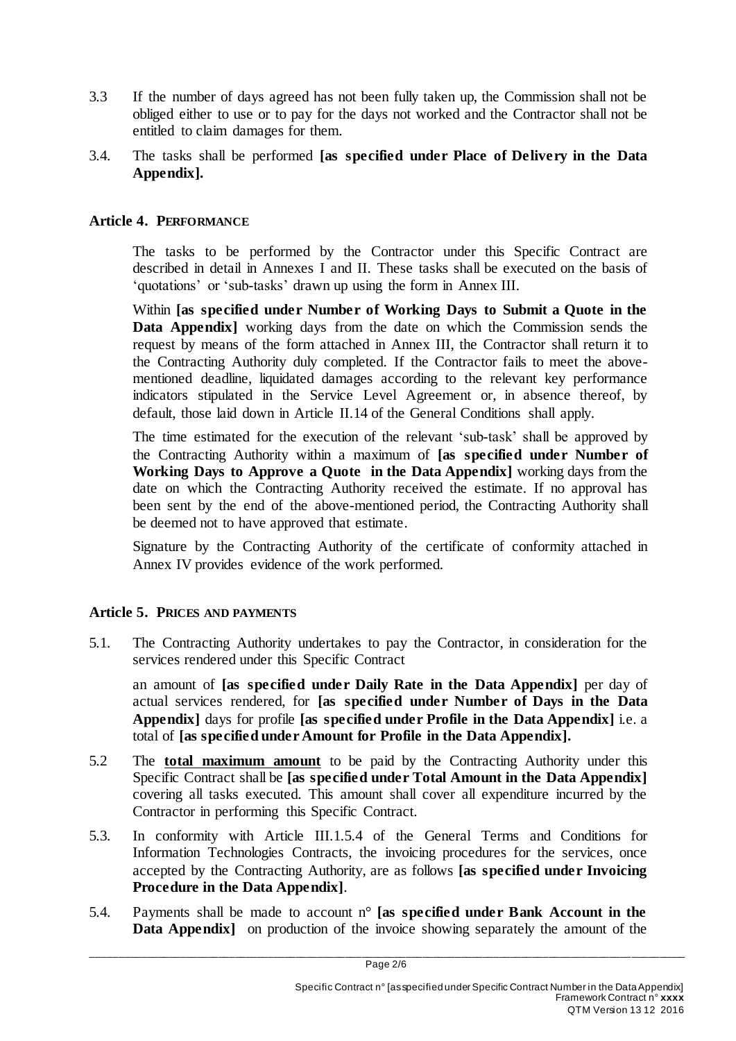3.3 If the number of days agreed has not been fully taken up, the Commission shall not be obliged either to use or to pay for the days not worked and the Contractor shall not be entitled to claim damages for them.

3.4. The tasks shall be performed **[as specified under Place of Delivery in the Data Appendix].**

### Article 4. PERFORMANCE

The tasks to be performed by the Contractor under this Specific Contract are described in detail in Annexes I and II. These tasks shall be executed on the basis of 'quotations' or 'sub-tasks' drawn up using the form in Annex III.

Within **[as specified under Number of Working Days to Submit a Quote in the Data Appendix]** working days from the date on which the Commission sends the request by means of the form attached in Annex III, the Contractor shall return it to the Contracting Authority duly completed. If the Contractor fails to meet the above-mentioned deadline, liquidated damages according to the relevant key performance indicators stipulated in the Service Level Agreement or, in absence thereof, by default, those laid down in Article II.14 of the General Conditions shall apply.

The time estimated for the execution of the relevant 'sub-task' shall be approved by the Contracting Authority within a maximum of **[as specified under Number of Working Days to Approve a Quote in the Data Appendix]** working days from the date on which the Contracting Authority received the estimate. If no approval has been sent by the end of the above-mentioned period, the Contracting Authority shall be deemed not to have approved that estimate.

Signature by the Contracting Authority of the certificate of conformity attached in Annex IV provides evidence of the work performed.

### Article 5. PRICES AND PAYMENTS

5.1. The Contracting Authority undertakes to pay the Contractor, in consideration for the services rendered under this Specific Contract

an amount of **[as specified under Daily Rate in the Data Appendix]** per day of actual services rendered, for **[as specified under Number of Days in the Data Appendix]** days for profile **[as specified under Profile in the Data Appendix]** i.e. a total of **[as specified under Amount for Profile in the Data Appendix].**

5.2 The **total maximum amount** to be paid by the Contracting Authority under this Specific Contract shall be **[as specified under Total Amount in the Data Appendix]** covering all tasks executed. This amount shall cover all expenditure incurred by the Contractor in performing this Specific Contract.

5.3. In conformity with Article III.1.5.4 of the General Terms and Conditions for Information Technologies Contracts, the invoicing procedures for the services, once accepted by the Contracting Authority, are as follows **[as specified under Invoicing Procedure in the Data Appendix]**.

5.4. Payments shall be made to account n° **[as specified under Bank Account in the Data Appendix]** on production of the invoice showing separately the amount of the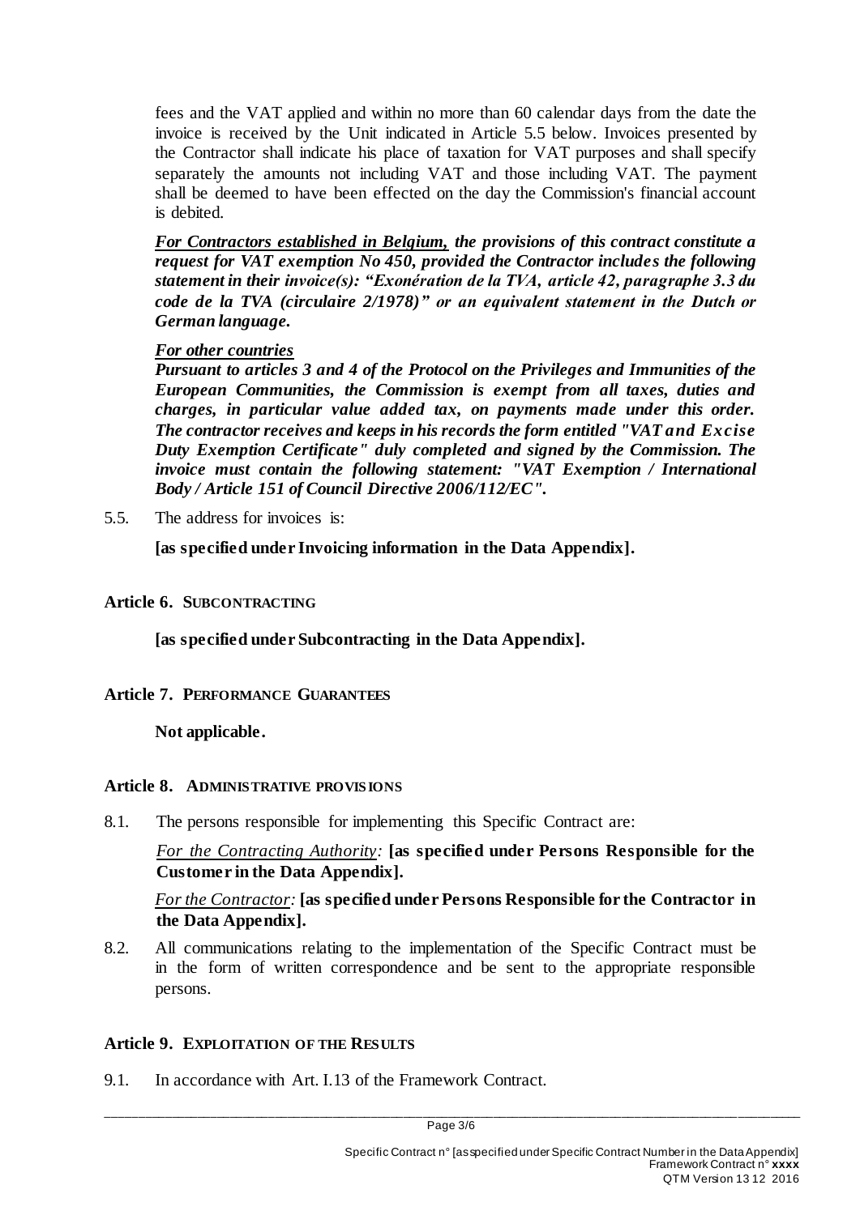fees and the VAT applied and within no more than 60 calendar days from the date the invoice is received by the Unit indicated in Article 5.5 below. Invoices presented by the Contractor shall indicate his place of taxation for VAT purposes and shall specify separately the amounts not including VAT and those including VAT. The payment shall be deemed to have been effected on the day the Commission's financial account is debited.

***For Contractors established in Belgium,*** ***the provisions of this contract constitute a request for VAT exemption No 450, provided the Contractor includes the following statement in their invoice(s): "Exonération de la TVA, article 42, paragraphe 3.3 du code de la TVA (circulaire 2/1978)" or an equivalent statement in the Dutch or German language.***

***For other countries***
***Pursuant to articles 3 and 4 of the Protocol on the Privileges and Immunities of the European Communities, the Commission is exempt from all taxes, duties and charges, in particular value added tax, on payments made under this order. The contractor receives and keeps in his records the form entitled "VAT and Excise Duty Exemption Certificate" duly completed and signed by the Commission. The invoice must contain the following statement: "VAT Exemption / International Body / Article 151 of Council Directive 2006/112/EC".***

5.5. The address for invoices is:

**[as specified under Invoicing information in the Data Appendix].**

## Article 6. SUBCONTRACTING

**[as specified under Subcontracting in the Data Appendix].**

## Article 7. PERFORMANCE GUARANTEES

**Not applicable.**

## Article 8. ADMINISTRATIVE PROVISIONS

8.1. The persons responsible for implementing this Specific Contract are:

*For the Contracting Authority:* **[as specified under Persons Responsible for the Customer in the Data Appendix].**

*For the Contractor:* **[as specified under Persons Responsible for the Contractor in the Data Appendix].**

8.2. All communications relating to the implementation of the Specific Contract must be in the form of written correspondence and be sent to the appropriate responsible persons.

## Article 9. EXPLOITATION OF THE RESULTS

9.1. In accordance with Art. I.13 of the Framework Contract.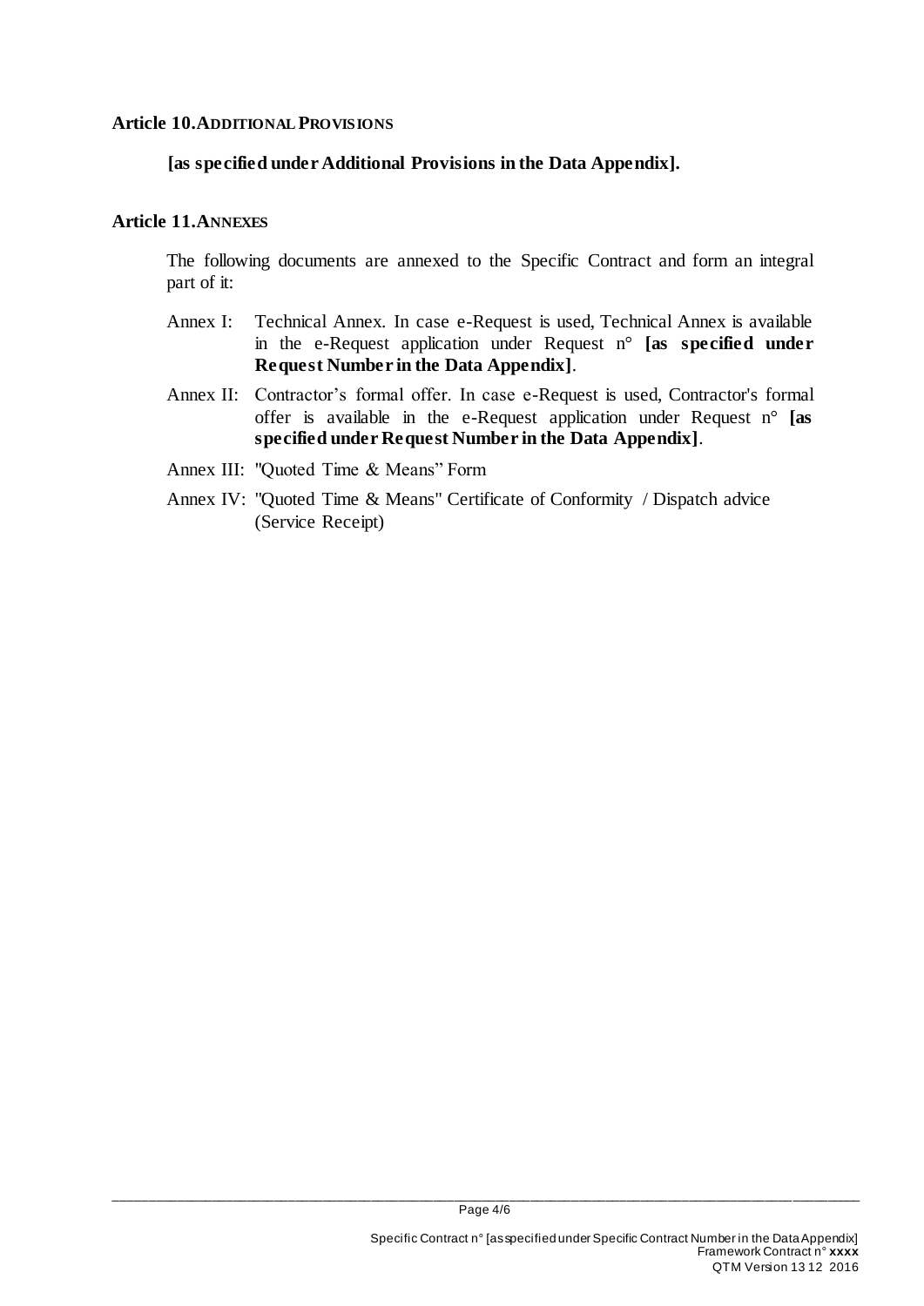## Article 10. ADDITIONAL PROVISIONS

**[as specified under Additional Provisions in the Data Appendix].**

## Article 11. ANNEXES

The following documents are annexed to the Specific Contract and form an integral part of it:

- Annex I: Technical Annex. In case e-Request is used, Technical Annex is available in the e-Request application under Request n° **[as specified under Request Number in the Data Appendix]**.
- Annex II: Contractor's formal offer. In case e-Request is used, Contractor's formal offer is available in the e-Request application under Request n° **[as specified under Request Number in the Data Appendix]**.
- Annex III: "Quoted Time & Means" Form
- Annex IV: "Quoted Time & Means" Certificate of Conformity / Dispatch advice (Service Receipt)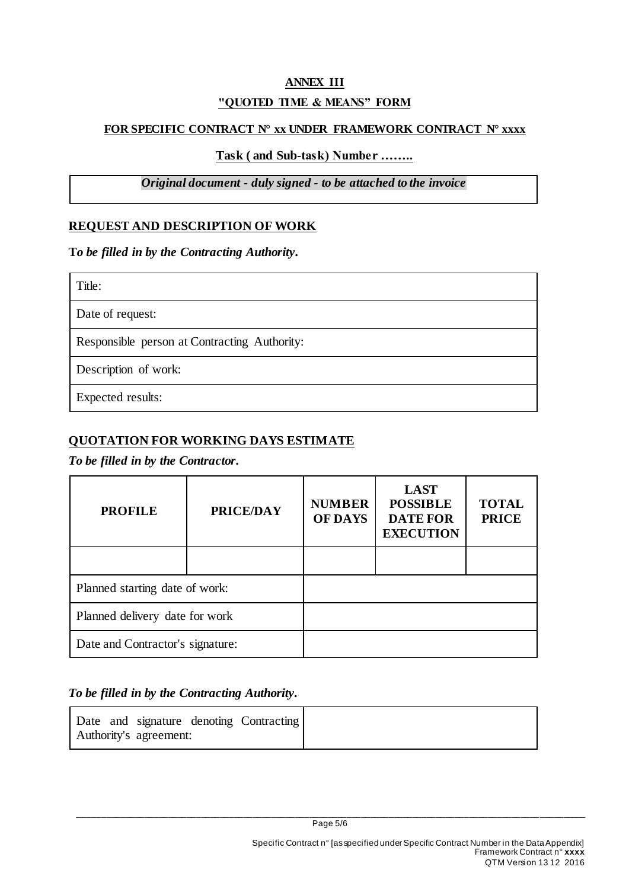**ANNEX III**

**"QUOTED TIME & MEANS" FORM**

**FOR SPECIFIC CONTRACT N° xx UNDER FRAMEWORK CONTRACT N° xxxx**

**Task ( and Sub-task) Number ……..**

| *Original document - duly signed - to be attached to the invoice* |
|---|

## REQUEST AND DESCRIPTION OF WORK

***To be filled in by the Contracting Authority.***

| Title: |
|---|
| Date of request: |
| Responsible person at Contracting Authority: |
| Description of work: |
| Expected results: |

## QUOTATION FOR WORKING DAYS ESTIMATE

***To be filled in by the Contractor.***

| PROFILE | PRICE/DAY | NUMBER OF DAYS | LAST POSSIBLE DATE FOR EXECUTION | TOTAL PRICE |
|---|---|---|---|---|
| | | | | |
| Planned starting date of work: | | | | |
| Planned delivery date for work | | | | |
| Date and Contractor's signature: | | | | |

***To be filled in by the Contracting Authority.***

| Date and signature denoting Contracting Authority's agreement: | |
|---|---|

Specific Contract n° [as specified under Specific Contract Number in the Data Appendix]
Framework Contract n° **xxxx**
QTM Version 13 12 2016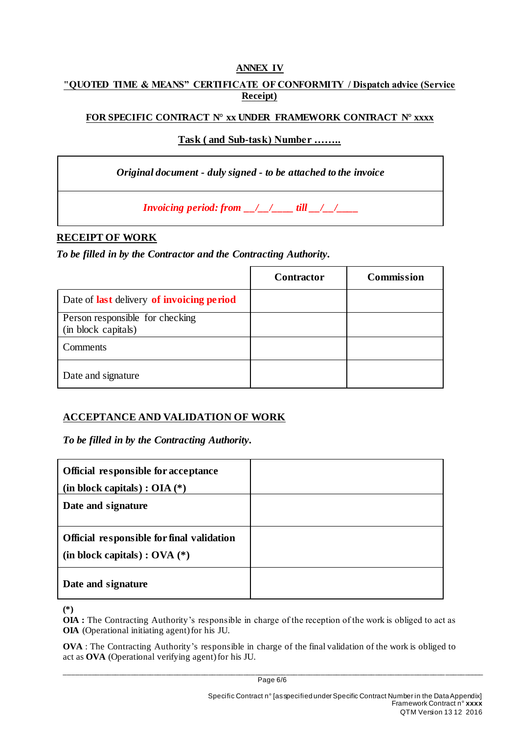# ANNEX IV

## "QUOTED TIME & MEANS" CERTIFICATE OF CONFORMITY / Dispatch advice (Service Receipt)

## FOR SPECIFIC CONTRACT N° xx UNDER FRAMEWORK CONTRACT N° xxxx

## Task ( and Sub-task) Number ……..

| |
|---|
| *Original document - duly signed - to be attached to the invoice* |
| *Invoicing period: from __/__/____ till __/__/____* |

**RECEIPT OF WORK**

*To be filled in by the Contractor and the Contracting Authority.*

| | Contractor | Commission |
|---|---|---|
| Date of **last** delivery **of invoicing period** | | |
| Person responsible for checking (in block capitals) | | |
| Comments | | |
| Date and signature | | |

**ACCEPTANCE AND VALIDATION OF WORK**

*To be filled in by the Contracting Authority.*

| | |
|---|---|
| **Official responsible for acceptance (in block capitals) : OIA (*)** | |
| **Date and signature** | |
| **Official responsible for final validation (in block capitals) : OVA (*)** | |
| **Date and signature** | |

**(*)**
**OIA :** The Contracting Authority's responsible in charge of the reception of the work is obliged to act as **OIA** (Operational initiating agent) for his JU.

**OVA** : The Contracting Authority's responsible in charge of the final validation of the work is obliged to act as **OVA** (Operational verifying agent) for his JU.